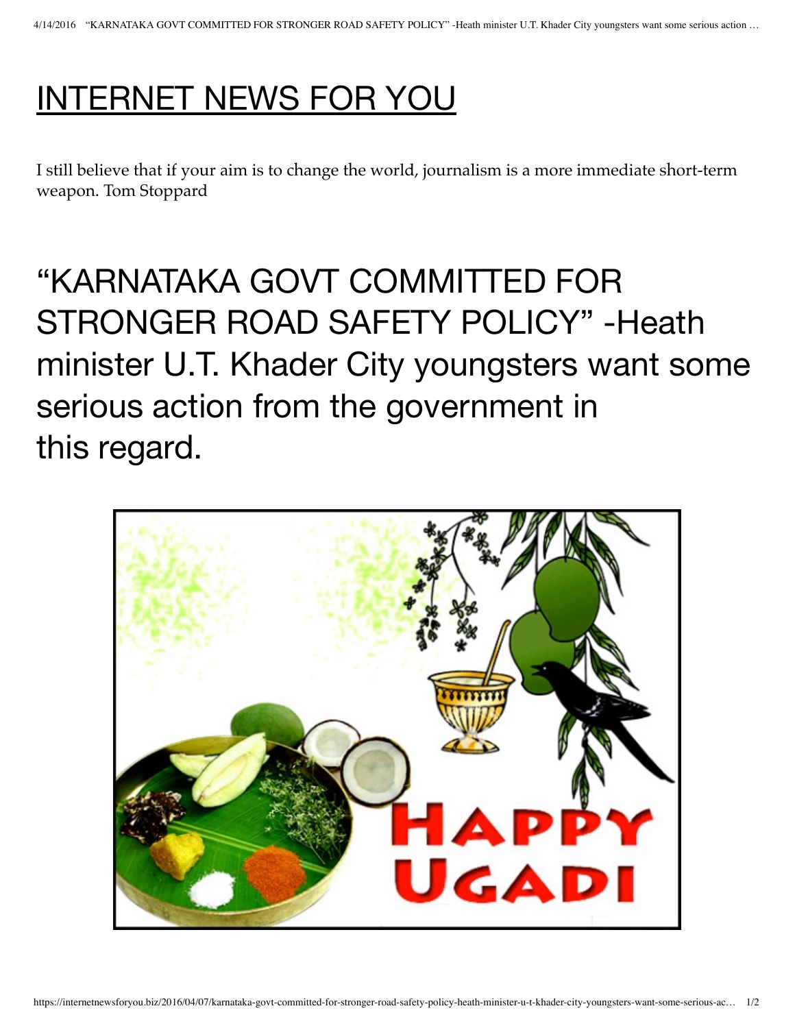# INTERNET NEWS FOR YOU

I still believe that if your aim is to change the world, journalism is a more immediate short-term weapon. Tom Stoppard

## "KARNATAKA GOVT COMMITTED FOR STRONGER ROAD SAFETY POLICY" -Heath minister U.T. Khader City youngsters want some serious action from the government in this regard.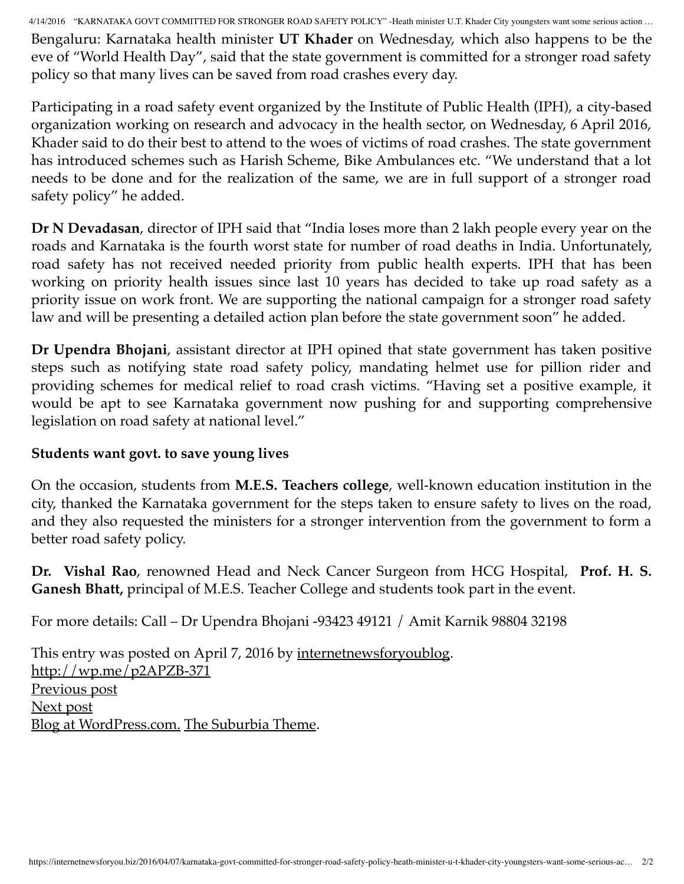Bengaluru: Karnataka health minister **UT Khader** on Wednesday, which also happens to be the eve of "World Health Day", said that the state government is committed for a stronger road safety policy so that many lives can be saved from road crashes every day.

Participating in a road safety event organized by the Institute of Public Health (IPH), a city-based organization working on research and advocacy in the health sector, on Wednesday, 6 April 2016, Khader said to do their best to attend to the woes of victims of road crashes. The state government has introduced schemes such as Harish Scheme, Bike Ambulances etc. "We understand that a lot needs to be done and for the realization of the same, we are in full support of a stronger road safety policy" he added.

**Dr N Devadasan**, director of IPH said that "India loses more than 2 lakh people every year on the roads and Karnataka is the fourth worst state for number of road deaths in India. Unfortunately, road safety has not received needed priority from public health experts. IPH that has been working on priority health issues since last 10 years has decided to take up road safety as a priority issue on work front. We are supporting the national campaign for a stronger road safety law and will be presenting a detailed action plan before the state government soon" he added.

**Dr Upendra Bhojani**, assistant director at IPH opined that state government has taken positive steps such as notifying state road safety policy, mandating helmet use for pillion rider and providing schemes for medical relief to road crash victims. "Having set a positive example, it would be apt to see Karnataka government now pushing for and supporting comprehensive legislation on road safety at national level."

**Students want govt. to save young lives**

On the occasion, students from **M.E.S. Teachers college**, well-known education institution in the city, thanked the Karnataka government for the steps taken to ensure safety to lives on the road, and they also requested the ministers for a stronger intervention from the government to form a better road safety policy.

**Dr. Vishal Rao**, renowned Head and Neck Cancer Surgeon from HCG Hospital, **Prof. H. S. Ganesh Bhatt,** principal of M.E.S. Teacher College and students took part in the event.

For more details: Call – Dr Upendra Bhojani -93423 49121 / Amit Karnik 98804 32198

This entry was posted on April 7, 2016 by internetnewsforyoublog.
http://wp.me/p2APZB-371
Previous post
Next post
Blog at WordPress.com. The Suburbia Theme.